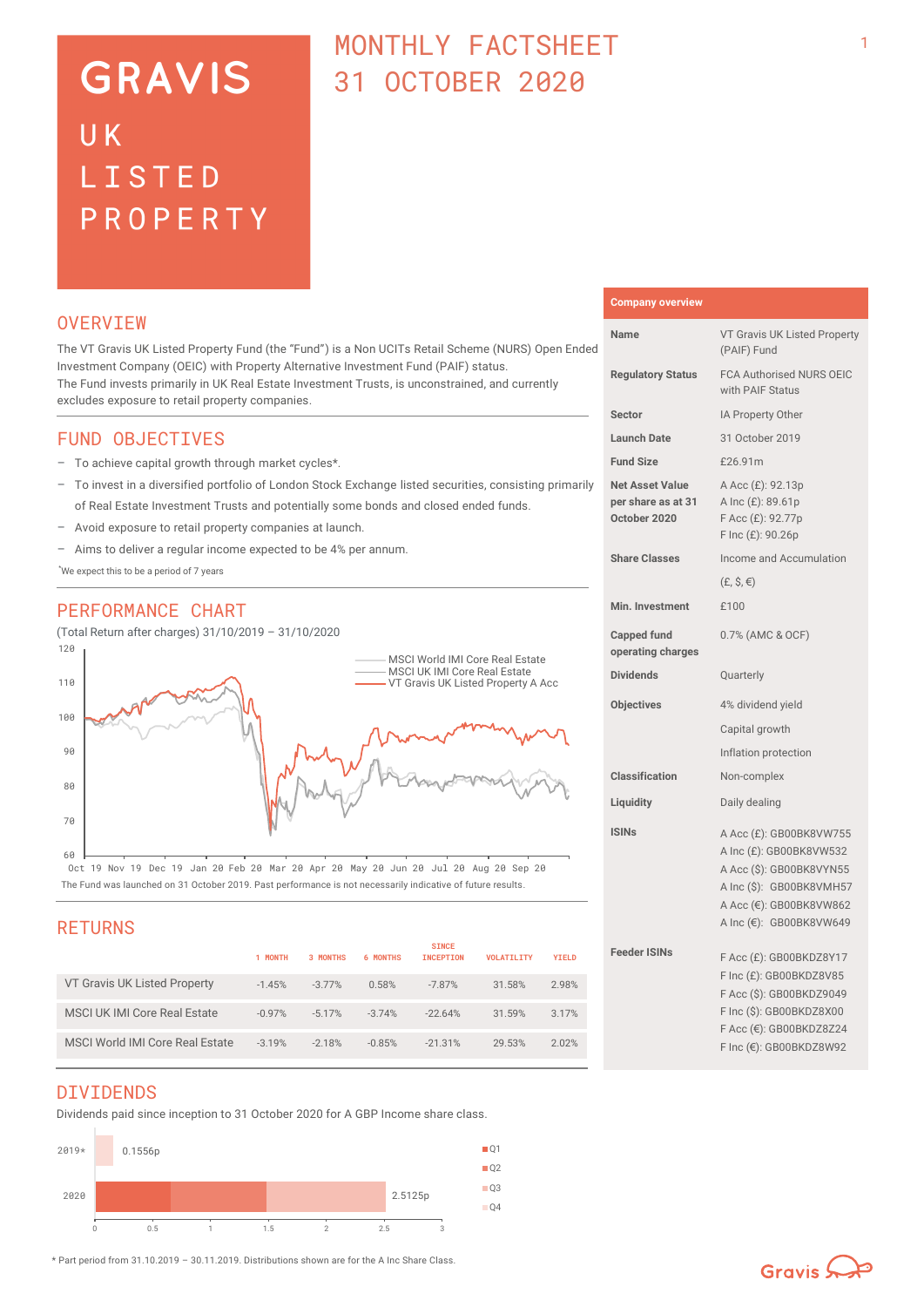# GRAVIS

## UK LISTED PROPERTY

# MONTHLY FACTSHEET 31 OCTOBER 2020

## OVERVIEW

The VT Gravis UK Listed Property Fund (the "Fund") is a Non UCITs Retail Scheme (NURS) Open Ended Investment Company (OEIC) with Property Alternative Investment Fund (PAIF) status.
The Fund invests primarily in UK Real Estate Investment Trusts, is unconstrained, and currently excludes exposure to retail property companies.

## FUND OBJECTIVES

- To achieve capital growth through market cycles*.
- To invest in a diversified portfolio of London Stock Exchange listed securities, consisting primarily of Real Estate Investment Trusts and potentially some bonds and closed ended funds.
- Avoid exposure to retail property companies at launch.
- Aims to deliver a regular income expected to be 4% per annum.

*We expect this to be a period of 7 years

## PERFORMANCE CHART

(Total Return after charges) 31/10/2019 – 31/10/2020

Legend: MSCI World IMI Core Real Estate; MSCI UK IMI Core Real Estate; VT Gravis UK Listed Property A Acc

The Fund was launched on 31 October 2019. Past performance is not necessarily indicative of future results.

## RETURNS

| | 1 MONTH | 3 MONTHS | 6 MONTHS | SINCE INCEPTION | VOLATILITY | YIELD |
|---|---|---|---|---|---|---|
| VT Gravis UK Listed Property | -1.45% | -3.77% | 0.58% | -7.87% | 31.58% | 2.98% |
| MSCI UK IMI Core Real Estate | -0.97% | -5.17% | -3.74% | -22.64% | 31.59% | 3.17% |
| MSCI World IMI Core Real Estate | -3.19% | -2.18% | -0.85% | -21.31% | 29.53% | 2.02% |

## DIVIDENDS

Dividends paid since inception to 31 October 2020 for A GBP Income share class.

| Year | Total |
|---|---|
| 2019* | 0.1556p |
| 2020 | 2.5125p |

* Part period from 31.10.2019 – 30.11.2019. Distributions shown are for the A Inc Share Class.

## Company overview

| | |
|---|---|
| **Name** | VT Gravis UK Listed Property (PAIF) Fund |
| **Regulatory Status** | FCA Authorised NURS OEIC with PAIF Status |
| **Sector** | IA Property Other |
| **Launch Date** | 31 October 2019 |
| **Fund Size** | £26.91m |
| **Net Asset Value per share as at 31 October 2020** | A Acc (£): 92.13p<br>A Inc (£): 89.61p<br>F Acc (£): 92.77p<br>F Inc (£): 90.26p |
| **Share Classes** | Income and Accumulation (£, $, €) |
| **Min. Investment** | £100 |
| **Capped fund operating charges** | 0.7% (AMC & OCF) |
| **Dividends** | Quarterly |
| **Objectives** | 4% dividend yield<br>Capital growth<br>Inflation protection |
| **Classification** | Non-complex |
| **Liquidity** | Daily dealing |
| **ISINs** | A Acc (£): GB00BK8VW755<br>A Inc (£): GB00BK8VW532<br>A Acc ($): GB00BK8VYN55<br>A Inc ($): GB00BK8VMH57<br>A Acc (€): GB00BK8VW862<br>A Inc (€): GB00BK8VW649 |
| **Feeder ISINs** | F Acc (£): GB00BKDZ8Y17<br>F Inc (£): GB00BKDZ8V85<br>F Acc ($): GB00BKDZ9049<br>F Inc ($): GB00BKDZ8X00<br>F Acc (€): GB00BKDZ8Z24<br>F Inc (€): GB00BKDZ8W92 |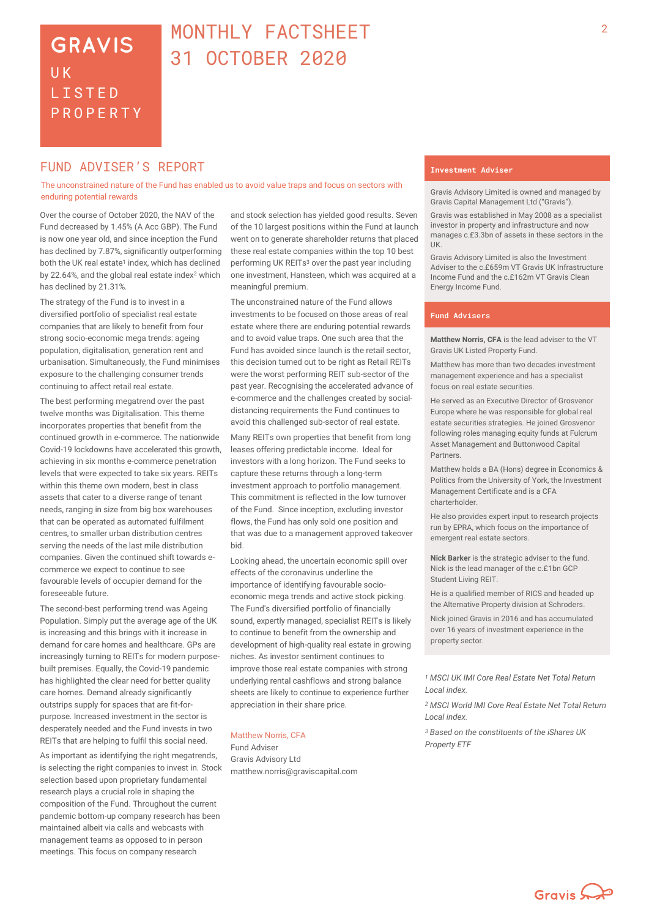# GRAVIS UK LISTED PROPERTY

# MONTHLY FACTSHEET 31 OCTOBER 2020

## FUND ADVISER'S REPORT

The unconstrained nature of the Fund has enabled us to avoid value traps and focus on sectors with enduring potential rewards

Over the course of October 2020, the NAV of the Fund decreased by 1.45% (A Acc GBP). The Fund is now one year old, and since inception the Fund has declined by 7.87%, significantly outperforming both the UK real estate[1] index, which has declined by 22.64%, and the global real estate index[2] which has declined by 21.31%.

The strategy of the Fund is to invest in a diversified portfolio of specialist real estate companies that are likely to benefit from four strong socio-economic mega trends: ageing population, digitalisation, generation rent and urbanisation. Simultaneously, the Fund minimises exposure to the challenging consumer trends continuing to affect retail real estate.

The best performing megatrend over the past twelve months was Digitalisation. This theme incorporates properties that benefit from the continued growth in e-commerce. The nationwide Covid-19 lockdowns have accelerated this growth, achieving in six months e-commerce penetration levels that were expected to take six years. REITs within this theme own modern, best in class assets that cater to a diverse range of tenant needs, ranging in size from big box warehouses that can be operated as automated fulfilment centres, to smaller urban distribution centres serving the needs of the last mile distribution companies. Given the continued shift towards e-commerce we expect to continue to see favourable levels of occupier demand for the foreseeable future.

The second-best performing trend was Ageing Population. Simply put the average age of the UK is increasing and this brings with it increase in demand for care homes and healthcare. GPs are increasingly turning to REITs for modern purpose-built premises. Equally, the Covid-19 pandemic has highlighted the clear need for better quality care homes. Demand already significantly outstrips supply for spaces that are fit-for-purpose. Increased investment in the sector is desperately needed and the Fund invests in two REITs that are helping to fulfil this social need.

As important as identifying the right megatrends, is selecting the right companies to invest in. Stock selection based upon proprietary fundamental research plays a crucial role in shaping the composition of the Fund. Throughout the current pandemic bottom-up company research has been maintained albeit via calls and webcasts with management teams as opposed to in person meetings. This focus on company research and stock selection has yielded good results. Seven of the 10 largest positions within the Fund at launch went on to generate shareholder returns that placed these real estate companies within the top 10 best performing UK REITs[3] over the past year including one investment, Hansteen, which was acquired at a meaningful premium.

The unconstrained nature of the Fund allows investments to be focused on those areas of real estate where there are enduring potential rewards and to avoid value traps. One such area that the Fund has avoided since launch is the retail sector, this decision turned out to be right as Retail REITs were the worst performing REIT sub-sector of the past year. Recognising the accelerated advance of e-commerce and the challenges created by social-distancing requirements the Fund continues to avoid this challenged sub-sector of real estate.

Many REITs own properties that benefit from long leases offering predictable income. Ideal for investors with a long horizon. The Fund seeks to capture these returns through a long-term investment approach to portfolio management. This commitment is reflected in the low turnover of the Fund. Since inception, excluding investor flows, the Fund has only sold one position and that was due to a management approved takeover bid.

Looking ahead, the uncertain economic spill over effects of the coronavirus underline the importance of identifying favourable socio-economic mega trends and active stock picking. The Fund's diversified portfolio of financially sound, expertly managed, specialist REITs is likely to continue to benefit from the ownership and development of high-quality real estate in growing niches. As investor sentiment continues to improve those real estate companies with strong underlying rental cashflows and strong balance sheets are likely to continue to experience further appreciation in their share price.

Matthew Norris, CFA
Fund Adviser
Gravis Advisory Ltd
matthew.norris@graviscapital.com

### Investment Adviser

Gravis Advisory Limited is owned and managed by Gravis Capital Management Ltd ("Gravis").

Gravis was established in May 2008 as a specialist investor in property and infrastructure and now manages c.£3.3bn of assets in these sectors in the UK.

Gravis Advisory Limited is also the Investment Adviser to the c.£659m VT Gravis UK Infrastructure Income Fund and the c.£162m VT Gravis Clean Energy Income Fund.

### Fund Advisers

**Matthew Norris, CFA** is the lead adviser to the VT Gravis UK Listed Property Fund.

Matthew has more than two decades investment management experience and has a specialist focus on real estate securities.

He served as an Executive Director of Grosvenor Europe where he was responsible for global real estate securities strategies. He joined Grosvenor following roles managing equity funds at Fulcrum Asset Management and Buttonwood Capital Partners.

Matthew holds a BA (Hons) degree in Economics & Politics from the University of York, the Investment Management Certificate and is a CFA charterholder.

He also provides expert input to research projects run by EPRA, which focus on the importance of emergent real estate sectors.

**Nick Barker** is the strategic adviser to the fund. Nick is the lead manager of the c.£1bn GCP Student Living REIT.

He is a qualified member of RICS and headed up the Alternative Property division at Schroders.

Nick joined Gravis in 2016 and has accumulated over 16 years of investment experience in the property sector.

*[1] MSCI UK IMI Core Real Estate Net Total Return Local index.*

*[2] MSCI World IMI Core Real Estate Net Total Return Local index.*

*[3] Based on the constituents of the iShares UK Property ETF*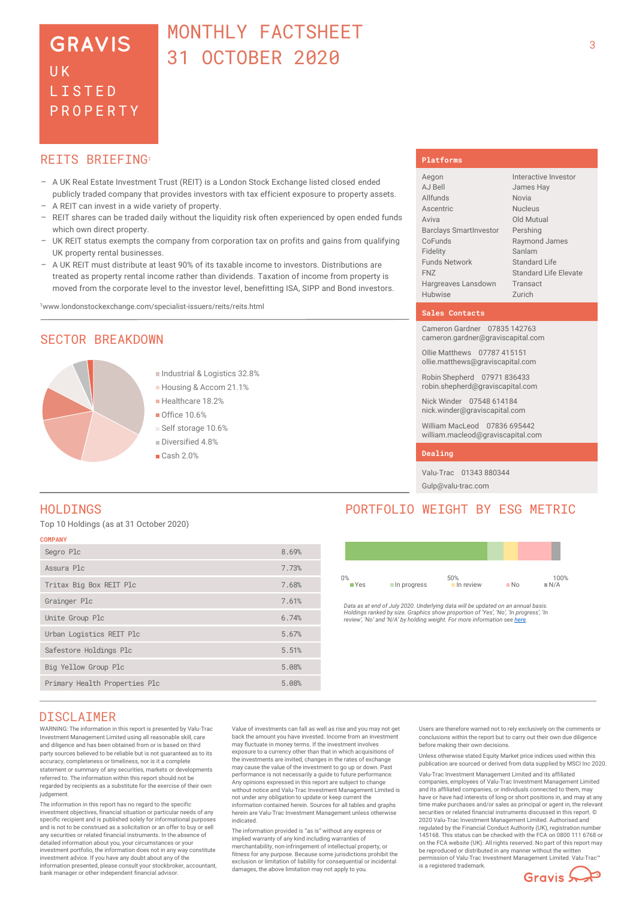# GRAVIS UK LISTED PROPERTY

# MONTHLY FACTSHEET 31 OCTOBER 2020

## REITS BRIEFING[1]

- A UK Real Estate Investment Trust (REIT) is a London Stock Exchange listed closed ended publicly traded company that provides investors with tax efficient exposure to property assets.
- A REIT can invest in a wide variety of property.
- REIT shares can be traded daily without the liquidity risk often experienced by open ended funds which own direct property.
- UK REIT status exempts the company from corporation tax on profits and gains from qualifying UK property rental businesses.
- A UK REIT must distribute at least 90% of its taxable income to investors. Distributions are treated as property rental income rather than dividends. Taxation of income from property is moved from the corporate level to the investor level, benefitting ISA, SIPP and Bond investors.

[1]www.londonstockexchange.com/specialist-issuers/reits/reits.html

## SECTOR BREAKDOWN

Industrial & Logistics 32.8%
Housing & Accom 21.1%
Healthcare 18.2%
Office 10.6%
Self storage 10.6%
Diversified 4.8%
Cash 2.0%

## Platforms

| | |
|---|---|
| Aegon | Interactive Investor |
| AJ Bell | James Hay |
| Allfunds | Novia |
| Ascentric | Nucleus |
| Aviva | Old Mutual |
| Barclays SmartInvestor | Pershing |
| CoFunds | Raymond James |
| Fidelity | Sanlam |
| Funds Network | Standard Life |
| FNZ | Standard Life Elevate |
| Hargreaves Lansdown | Transact |
| Hubwise | Zurich |

## Sales Contacts

Cameron Gardner 07835 142763
cameron.gardner@graviscapital.com

Ollie Matthews 07787 415151
ollie.matthews@graviscapital.com

Robin Shepherd 07971 836433
robin.shepherd@graviscapital.com

Nick Winder 07548 614184
nick.winder@graviscapital.com

William MacLeod 07836 695442
william.macleod@graviscapital.com

## Dealing

Valu-Trac 01343 880344
Gulp@valu-trac.com

## HOLDINGS

Top 10 Holdings (as at 31 October 2020)

| COMPANY | |
|---|---|
| Segro Plc | 8.69% |
| Assura Plc | 7.73% |
| Tritax Big Box REIT Plc | 7.68% |
| Grainger Plc | 7.61% |
| Unite Group Plc | 6.74% |
| Urban Logistics REIT Plc | 5.67% |
| Safestore Holdings Plc | 5.51% |
| Big Yellow Group Plc | 5.08% |
| Primary Health Properties Plc | 5.08% |

## PORTFOLIO WEIGHT BY ESG METRIC

0% 50% 100%
Yes In progress In review No N/A

*Data as at end of July 2020. Underlying data will be updated on an annual basis. Holdings ranked by size. Graphics show proportion of 'Yes', 'No', 'In progress', 'In review', 'No' and 'N/A' by holding weight. For more information see here.*

## DISCLAIMER

WARNING: The information in this report is presented by Valu-Trac Investment Management Limited using all reasonable skill, care and diligence and has been obtained from or is based on third party sources believed to be reliable but is not guaranteed as to its accuracy, completeness or timeliness, nor is it a complete statement or summary of any securities, markets or developments referred to. The information within this report should not be regarded by recipients as a substitute for the exercise of their own judgement.

The information in this report has no regard to the specific investment objectives, financial situation or particular needs of any specific recipient and is published solely for informational purposes and is not to be construed as a solicitation or an offer to buy or sell any securities or related financial instruments. In the absence of detailed information about you, your circumstances or your investment portfolio, the information does not in any way constitute investment advice. If you have any doubt about any of the information presented, please consult your stockbroker, accountant, bank manager or other independent financial advisor.

Value of investments can fall as well as rise and you may not get back the amount you have invested. Income from an investment may fluctuate in money terms. If the investment involves exposure to a currency other than that in which acquisitions of the investments are invited, changes in the rates of exchange may cause the value of the investment to go up or down. Past performance is not necessarily a guide to future performance. Any opinions expressed in this report are subject to change without notice and Valu-Trac Investment Management Limited is not under any obligation to update or keep current the information contained herein. Sources for all tables and graphs herein are Valu-Trac Investment Management unless otherwise indicated.

The information provided is "as is" without any express or implied warranty of any kind including warranties of merchantability, non-infringement of intellectual property, or fitness for any purpose. Because some jurisdictions prohibit the exclusion or limitation of liability for consequential or incidental damages, the above limitation may not apply to you.

Users are therefore warned not to rely exclusively on the comments or conclusions within the report but to carry out their own due diligence before making their own decisions.

Unless otherwise stated Equity Market price indices used within this publication are sourced or derived from data supplied by MSCI Inc 2020.

Valu-Trac Investment Management Limited and its affiliated companies, employees of Valu-Trac Investment Management Limited and its affiliated companies, or individuals connected to them, may have or have had interests of long or short positions in, and may at any time make purchases and/or sales as principal or agent in, the relevant securities or related financial instruments discussed in this report. © 2020 Valu-Trac Investment Management Limited. Authorised and regulated by the Financial Conduct Authority (UK), registration number 145168. This status can be checked with the FCA on 0800 111 6768 or on the FCA website (UK). All rights reserved. No part of this report may be reproduced or distributed in any manner without the written permission of Valu-Trac Investment Management Limited. Valu-Trac™ is a registered trademark.

Gravis